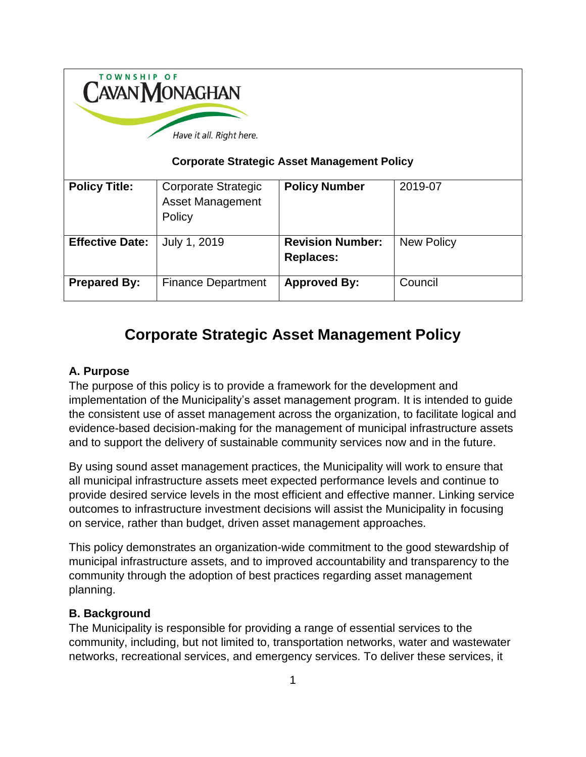TOWNSHIP OF CAVAN MONAGHAN

*Have it all. Right here.*

**Corporate Strategic Asset Management Policy**

| **Policy Title:** | Corporate Strategic Asset Management Policy | **Policy Number** | 2019-07 |
|---|---|---|---|
| **Effective Date:** | July 1, 2019 | **Revision Number: Replaces:** | New Policy |
| **Prepared By:** | Finance Department | **Approved By:** | Council |

# Corporate Strategic Asset Management Policy

### A. Purpose

The purpose of this policy is to provide a framework for the development and implementation of the Municipality's asset management program. It is intended to guide the consistent use of asset management across the organization, to facilitate logical and evidence-based decision-making for the management of municipal infrastructure assets and to support the delivery of sustainable community services now and in the future.

By using sound asset management practices, the Municipality will work to ensure that all municipal infrastructure assets meet expected performance levels and continue to provide desired service levels in the most efficient and effective manner. Linking service outcomes to infrastructure investment decisions will assist the Municipality in focusing on service, rather than budget, driven asset management approaches.

This policy demonstrates an organization-wide commitment to the good stewardship of municipal infrastructure assets, and to improved accountability and transparency to the community through the adoption of best practices regarding asset management planning.

### B. Background

The Municipality is responsible for providing a range of essential services to the community, including, but not limited to, transportation networks, water and wastewater networks, recreational services, and emergency services. To deliver these services, it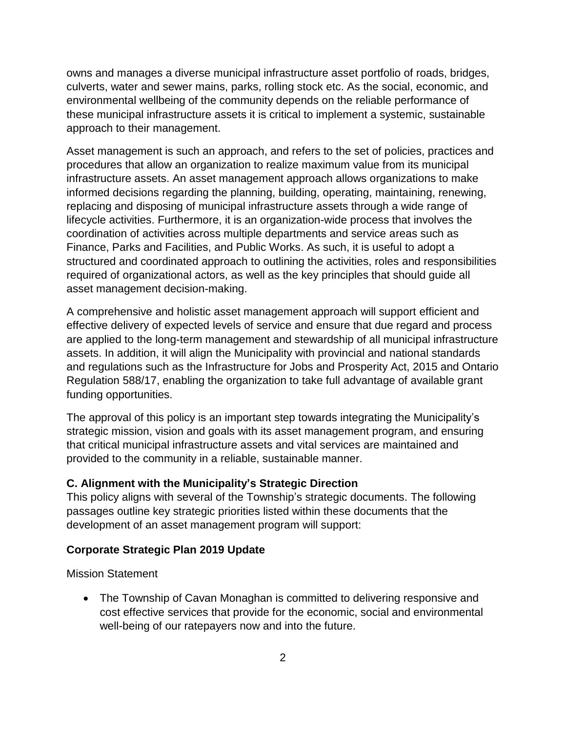owns and manages a diverse municipal infrastructure asset portfolio of roads, bridges, culverts, water and sewer mains, parks, rolling stock etc. As the social, economic, and environmental wellbeing of the community depends on the reliable performance of these municipal infrastructure assets it is critical to implement a systemic, sustainable approach to their management.

Asset management is such an approach, and refers to the set of policies, practices and procedures that allow an organization to realize maximum value from its municipal infrastructure assets. An asset management approach allows organizations to make informed decisions regarding the planning, building, operating, maintaining, renewing, replacing and disposing of municipal infrastructure assets through a wide range of lifecycle activities. Furthermore, it is an organization-wide process that involves the coordination of activities across multiple departments and service areas such as Finance, Parks and Facilities, and Public Works. As such, it is useful to adopt a structured and coordinated approach to outlining the activities, roles and responsibilities required of organizational actors, as well as the key principles that should guide all asset management decision-making.

A comprehensive and holistic asset management approach will support efficient and effective delivery of expected levels of service and ensure that due regard and process are applied to the long-term management and stewardship of all municipal infrastructure assets. In addition, it will align the Municipality with provincial and national standards and regulations such as the Infrastructure for Jobs and Prosperity Act, 2015 and Ontario Regulation 588/17, enabling the organization to take full advantage of available grant funding opportunities.

The approval of this policy is an important step towards integrating the Municipality's strategic mission, vision and goals with its asset management program, and ensuring that critical municipal infrastructure assets and vital services are maintained and provided to the community in a reliable, sustainable manner.

### C. Alignment with the Municipality's Strategic Direction

This policy aligns with several of the Township's strategic documents. The following passages outline key strategic priorities listed within these documents that the development of an asset management program will support:

### Corporate Strategic Plan 2019 Update

Mission Statement

- The Township of Cavan Monaghan is committed to delivering responsive and cost effective services that provide for the economic, social and environmental well-being of our ratepayers now and into the future.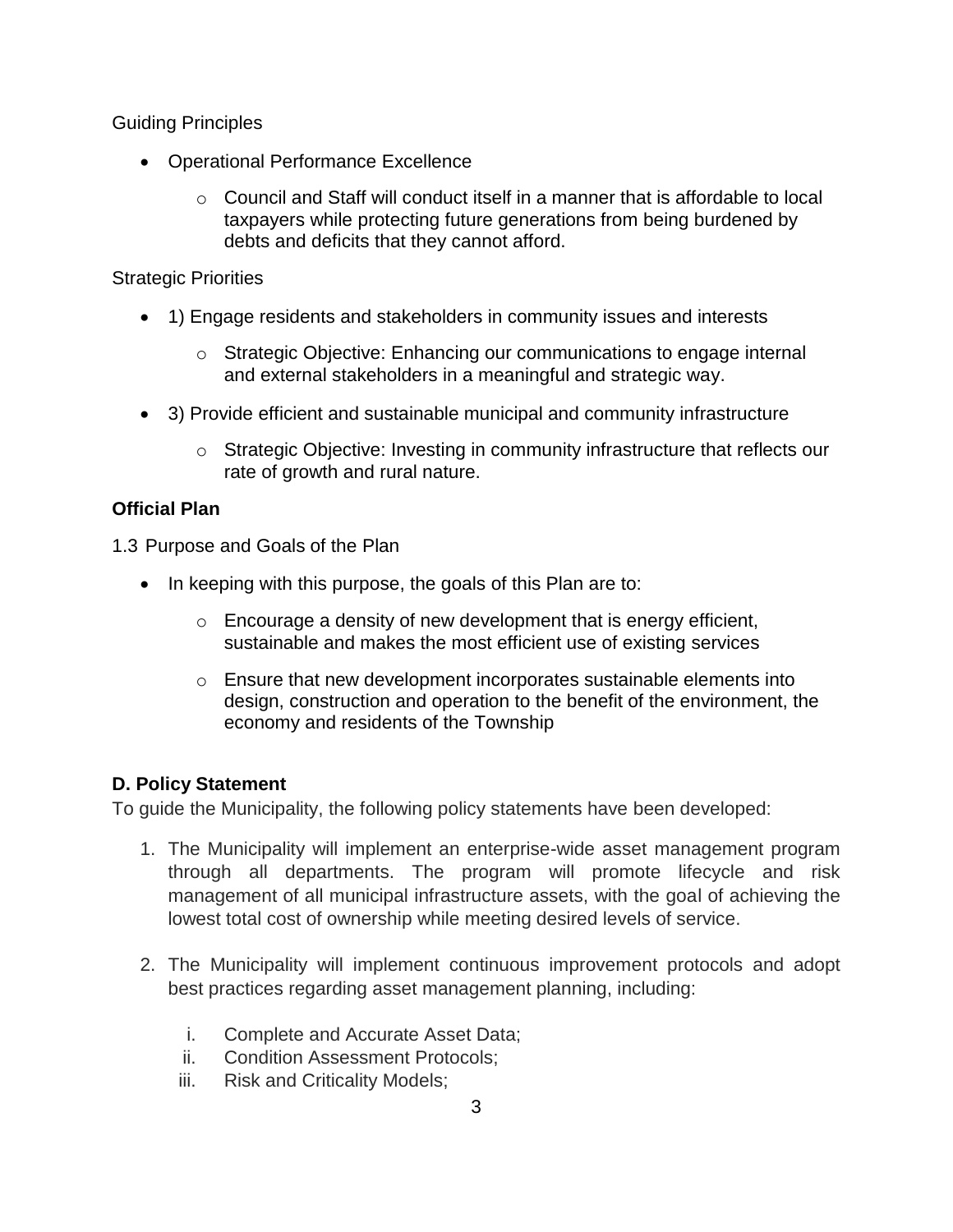Guiding Principles

- Operational Performance Excellence
  - Council and Staff will conduct itself in a manner that is affordable to local taxpayers while protecting future generations from being burdened by debts and deficits that they cannot afford.

Strategic Priorities

- 1) Engage residents and stakeholders in community issues and interests
  - Strategic Objective: Enhancing our communications to engage internal and external stakeholders in a meaningful and strategic way.
- 3) Provide efficient and sustainable municipal and community infrastructure
  - Strategic Objective: Investing in community infrastructure that reflects our rate of growth and rural nature.

**Official Plan**

1.3 Purpose and Goals of the Plan

- In keeping with this purpose, the goals of this Plan are to:
  - Encourage a density of new development that is energy efficient, sustainable and makes the most efficient use of existing services
  - Ensure that new development incorporates sustainable elements into design, construction and operation to the benefit of the environment, the economy and residents of the Township

**D. Policy Statement**

To guide the Municipality, the following policy statements have been developed:

1. The Municipality will implement an enterprise-wide asset management program through all departments. The program will promote lifecycle and risk management of all municipal infrastructure assets, with the goal of achieving the lowest total cost of ownership while meeting desired levels of service.

2. The Municipality will implement continuous improvement protocols and adopt best practices regarding asset management planning, including:

   i. Complete and Accurate Asset Data;
   ii. Condition Assessment Protocols;
   iii. Risk and Criticality Models;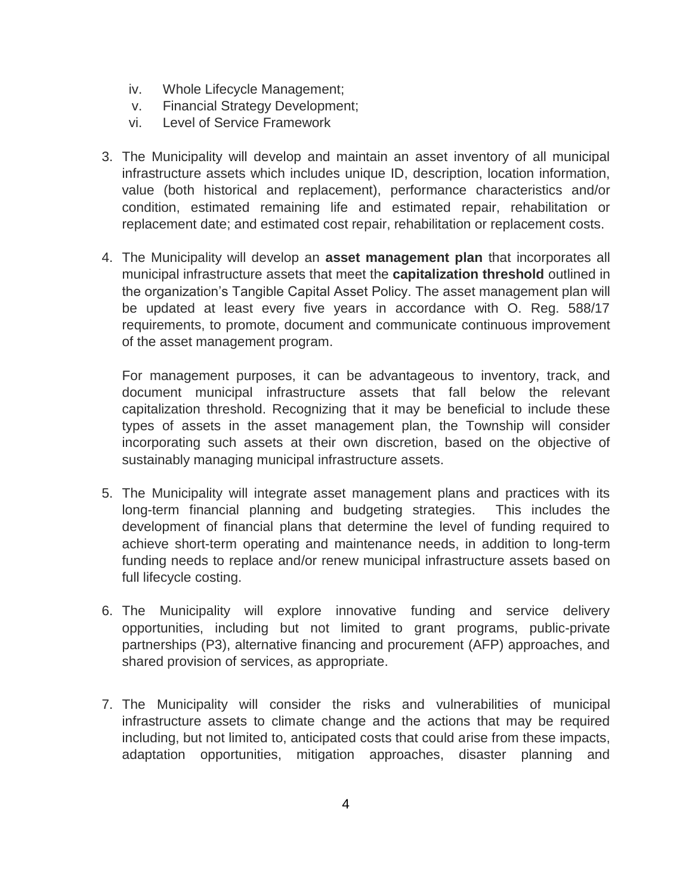iv. Whole Lifecycle Management;
v. Financial Strategy Development;
vi. Level of Service Framework

3. The Municipality will develop and maintain an asset inventory of all municipal infrastructure assets which includes unique ID, description, location information, value (both historical and replacement), performance characteristics and/or condition, estimated remaining life and estimated repair, rehabilitation or replacement date; and estimated cost repair, rehabilitation or replacement costs.

4. The Municipality will develop an **asset management plan** that incorporates all municipal infrastructure assets that meet the **capitalization threshold** outlined in the organization's Tangible Capital Asset Policy. The asset management plan will be updated at least every five years in accordance with O. Reg. 588/17 requirements, to promote, document and communicate continuous improvement of the asset management program.

   For management purposes, it can be advantageous to inventory, track, and document municipal infrastructure assets that fall below the relevant capitalization threshold. Recognizing that it may be beneficial to include these types of assets in the asset management plan, the Township will consider incorporating such assets at their own discretion, based on the objective of sustainably managing municipal infrastructure assets.

5. The Municipality will integrate asset management plans and practices with its long-term financial planning and budgeting strategies. This includes the development of financial plans that determine the level of funding required to achieve short-term operating and maintenance needs, in addition to long-term funding needs to replace and/or renew municipal infrastructure assets based on full lifecycle costing.

6. The Municipality will explore innovative funding and service delivery opportunities, including but not limited to grant programs, public-private partnerships (P3), alternative financing and procurement (AFP) approaches, and shared provision of services, as appropriate.

7. The Municipality will consider the risks and vulnerabilities of municipal infrastructure assets to climate change and the actions that may be required including, but not limited to, anticipated costs that could arise from these impacts, adaptation opportunities, mitigation approaches, disaster planning and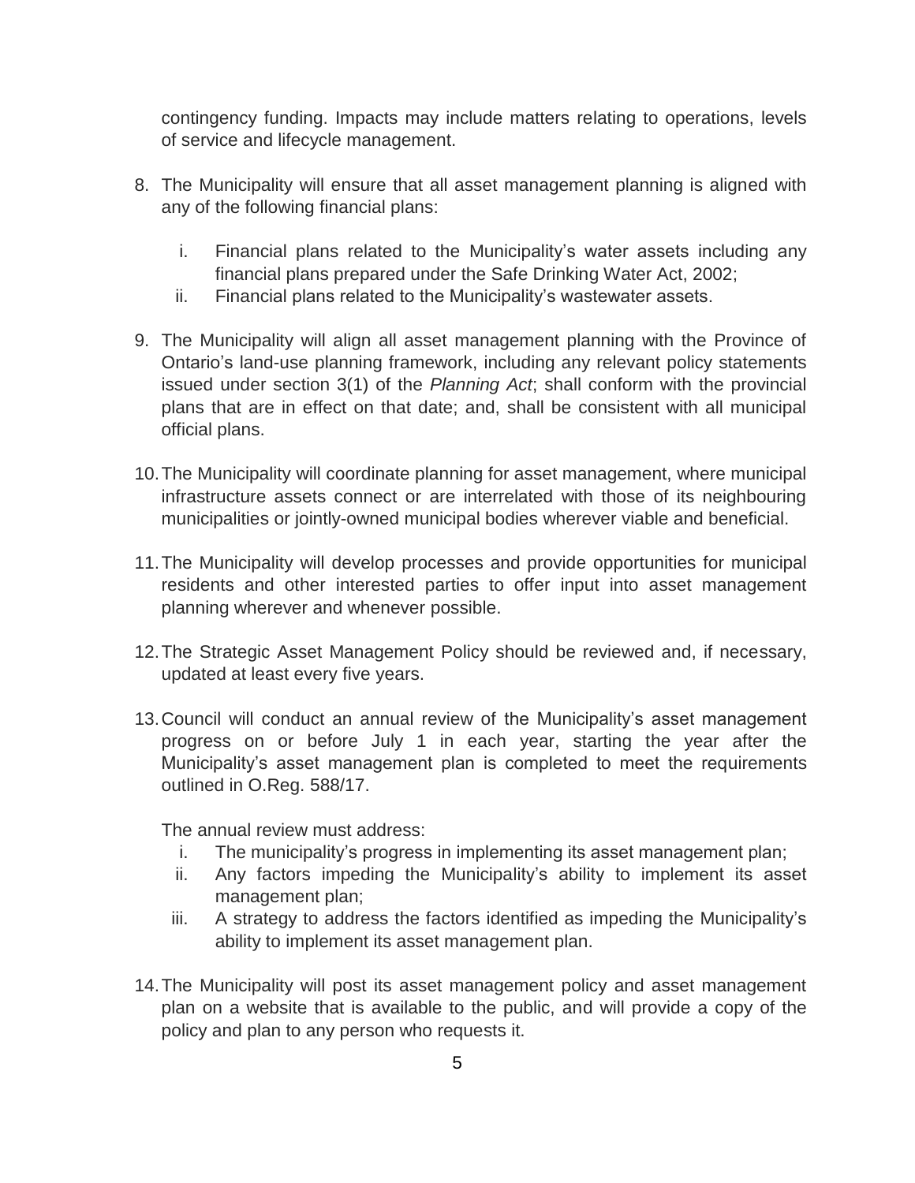contingency funding. Impacts may include matters relating to operations, levels of service and lifecycle management.

8. The Municipality will ensure that all asset management planning is aligned with any of the following financial plans:

   i. Financial plans related to the Municipality's water assets including any financial plans prepared under the Safe Drinking Water Act, 2002;
   ii. Financial plans related to the Municipality's wastewater assets.

9. The Municipality will align all asset management planning with the Province of Ontario's land-use planning framework, including any relevant policy statements issued under section 3(1) of the *Planning Act*; shall conform with the provincial plans that are in effect on that date; and, shall be consistent with all municipal official plans.

10. The Municipality will coordinate planning for asset management, where municipal infrastructure assets connect or are interrelated with those of its neighbouring municipalities or jointly-owned municipal bodies wherever viable and beneficial.

11. The Municipality will develop processes and provide opportunities for municipal residents and other interested parties to offer input into asset management planning wherever and whenever possible.

12. The Strategic Asset Management Policy should be reviewed and, if necessary, updated at least every five years.

13. Council will conduct an annual review of the Municipality's asset management progress on or before July 1 in each year, starting the year after the Municipality's asset management plan is completed to meet the requirements outlined in O.Reg. 588/17.

    The annual review must address:

    i. The municipality's progress in implementing its asset management plan;
    ii. Any factors impeding the Municipality's ability to implement its asset management plan;
    iii. A strategy to address the factors identified as impeding the Municipality's ability to implement its asset management plan.

14. The Municipality will post its asset management policy and asset management plan on a website that is available to the public, and will provide a copy of the policy and plan to any person who requests it.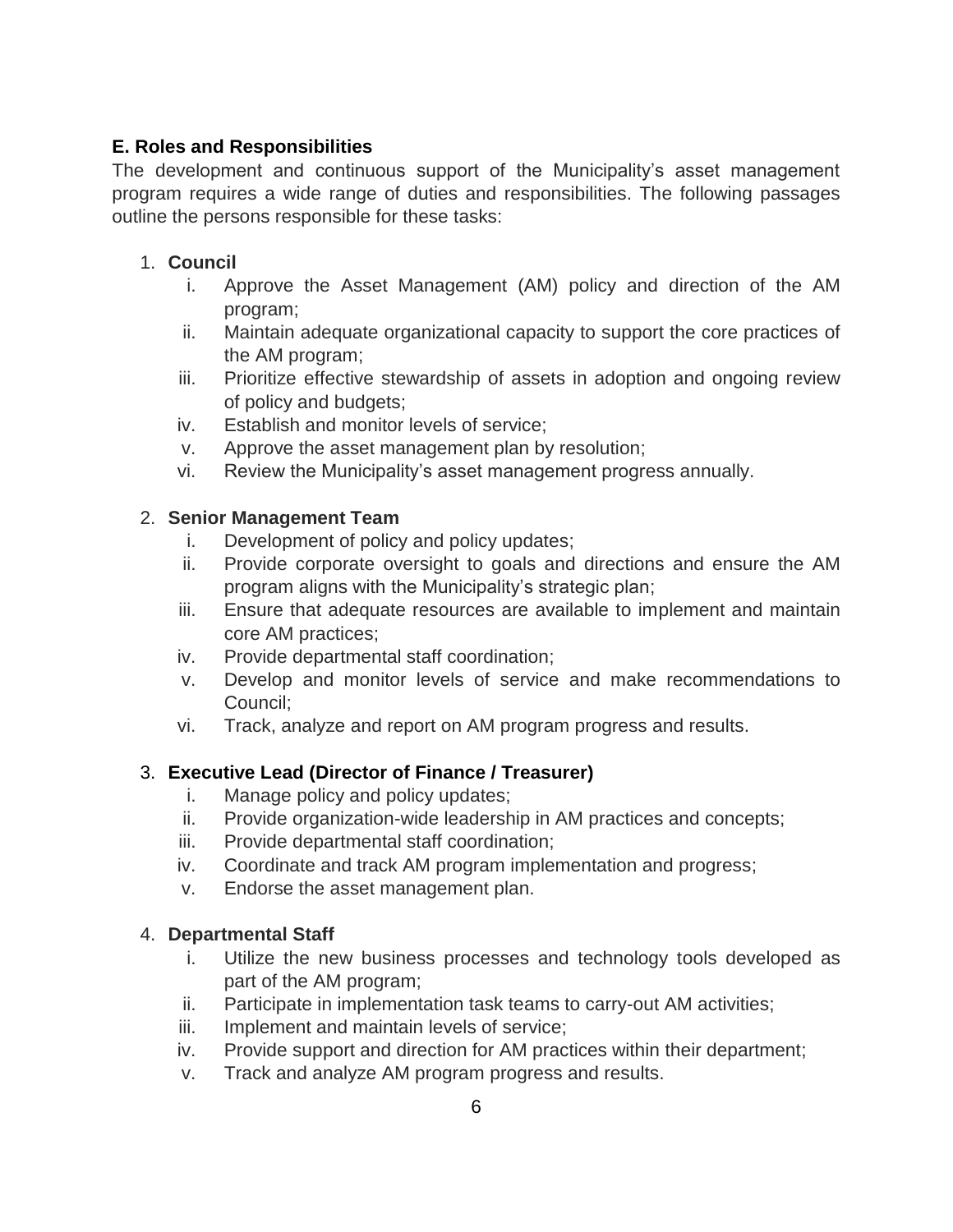**E. Roles and Responsibilities**

The development and continuous support of the Municipality's asset management program requires a wide range of duties and responsibilities. The following passages outline the persons responsible for these tasks:

1. **Council**
   1. Approve the Asset Management (AM) policy and direction of the AM program;
   2. Maintain adequate organizational capacity to support the core practices of the AM program;
   3. Prioritize effective stewardship of assets in adoption and ongoing review of policy and budgets;
   4. Establish and monitor levels of service;
   5. Approve the asset management plan by resolution;
   6. Review the Municipality's asset management progress annually.

2. **Senior Management Team**
   1. Development of policy and policy updates;
   2. Provide corporate oversight to goals and directions and ensure the AM program aligns with the Municipality's strategic plan;
   3. Ensure that adequate resources are available to implement and maintain core AM practices;
   4. Provide departmental staff coordination;
   5. Develop and monitor levels of service and make recommendations to Council;
   6. Track, analyze and report on AM program progress and results.

3. **Executive Lead (Director of Finance / Treasurer)**
   1. Manage policy and policy updates;
   2. Provide organization-wide leadership in AM practices and concepts;
   3. Provide departmental staff coordination;
   4. Coordinate and track AM program implementation and progress;
   5. Endorse the asset management plan.

4. **Departmental Staff**
   1. Utilize the new business processes and technology tools developed as part of the AM program;
   2. Participate in implementation task teams to carry-out AM activities;
   3. Implement and maintain levels of service;
   4. Provide support and direction for AM practices within their department;
   5. Track and analyze AM program progress and results.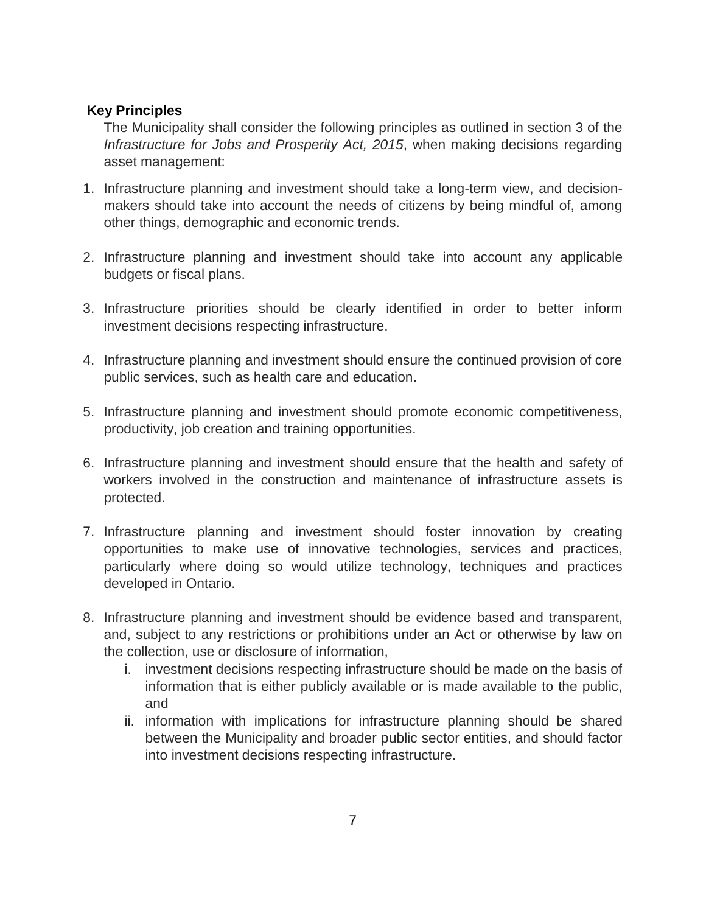**Key Principles**

The Municipality shall consider the following principles as outlined in section 3 of the *Infrastructure for Jobs and Prosperity Act, 2015*, when making decisions regarding asset management:

1. Infrastructure planning and investment should take a long-term view, and decision-makers should take into account the needs of citizens by being mindful of, among other things, demographic and economic trends.

2. Infrastructure planning and investment should take into account any applicable budgets or fiscal plans.

3. Infrastructure priorities should be clearly identified in order to better inform investment decisions respecting infrastructure.

4. Infrastructure planning and investment should ensure the continued provision of core public services, such as health care and education.

5. Infrastructure planning and investment should promote economic competitiveness, productivity, job creation and training opportunities.

6. Infrastructure planning and investment should ensure that the health and safety of workers involved in the construction and maintenance of infrastructure assets is protected.

7. Infrastructure planning and investment should foster innovation by creating opportunities to make use of innovative technologies, services and practices, particularly where doing so would utilize technology, techniques and practices developed in Ontario.

8. Infrastructure planning and investment should be evidence based and transparent, and, subject to any restrictions or prohibitions under an Act or otherwise by law on the collection, use or disclosure of information,
   i. investment decisions respecting infrastructure should be made on the basis of information that is either publicly available or is made available to the public, and
   ii. information with implications for infrastructure planning should be shared between the Municipality and broader public sector entities, and should factor into investment decisions respecting infrastructure.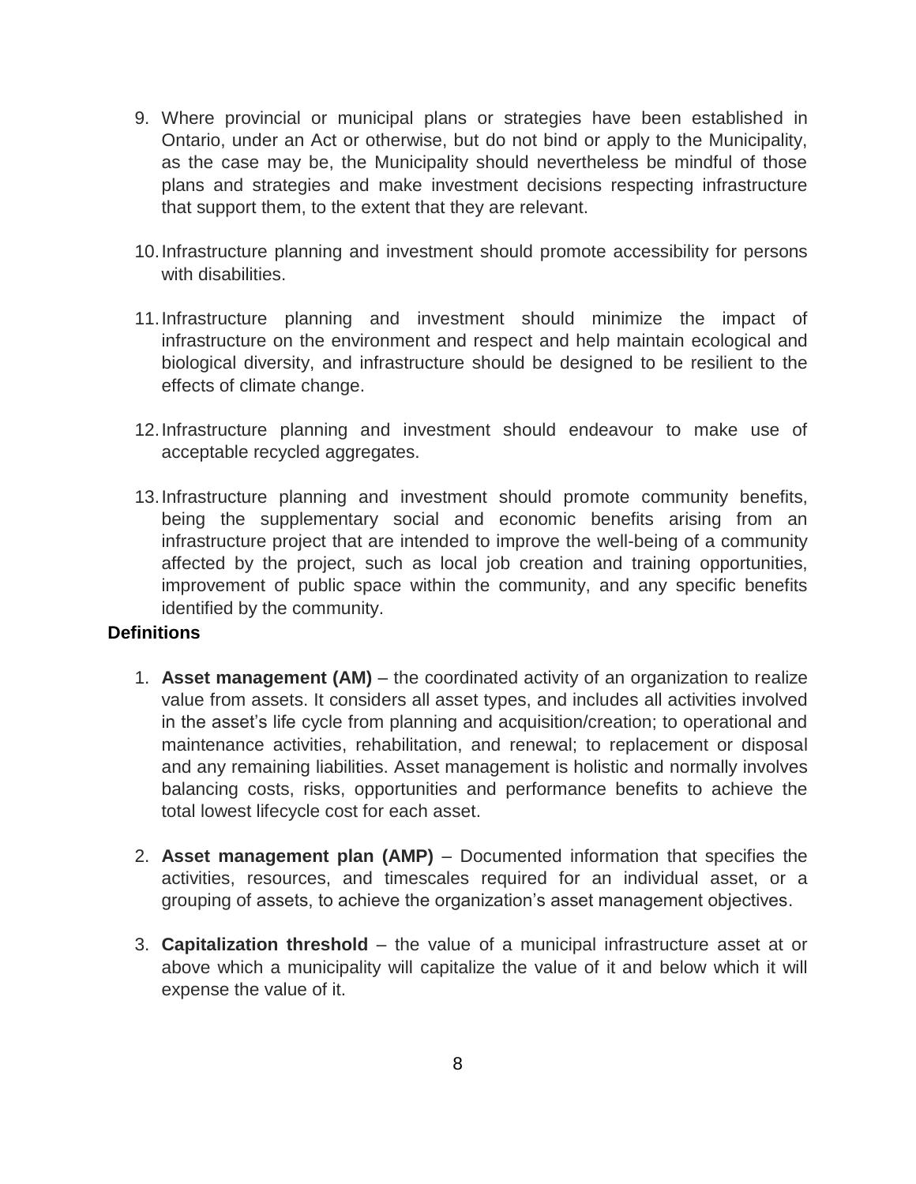9. Where provincial or municipal plans or strategies have been established in Ontario, under an Act or otherwise, but do not bind or apply to the Municipality, as the case may be, the Municipality should nevertheless be mindful of those plans and strategies and make investment decisions respecting infrastructure that support them, to the extent that they are relevant.

10. Infrastructure planning and investment should promote accessibility for persons with disabilities.

11. Infrastructure planning and investment should minimize the impact of infrastructure on the environment and respect and help maintain ecological and biological diversity, and infrastructure should be designed to be resilient to the effects of climate change.

12. Infrastructure planning and investment should endeavour to make use of acceptable recycled aggregates.

13. Infrastructure planning and investment should promote community benefits, being the supplementary social and economic benefits arising from an infrastructure project that are intended to improve the well-being of a community affected by the project, such as local job creation and training opportunities, improvement of public space within the community, and any specific benefits identified by the community.

**Definitions**

1. **Asset management (AM)** – the coordinated activity of an organization to realize value from assets. It considers all asset types, and includes all activities involved in the asset's life cycle from planning and acquisition/creation; to operational and maintenance activities, rehabilitation, and renewal; to replacement or disposal and any remaining liabilities. Asset management is holistic and normally involves balancing costs, risks, opportunities and performance benefits to achieve the total lowest lifecycle cost for each asset.

2. **Asset management plan (AMP)** – Documented information that specifies the activities, resources, and timescales required for an individual asset, or a grouping of assets, to achieve the organization's asset management objectives.

3. **Capitalization threshold** – the value of a municipal infrastructure asset at or above which a municipality will capitalize the value of it and below which it will expense the value of it.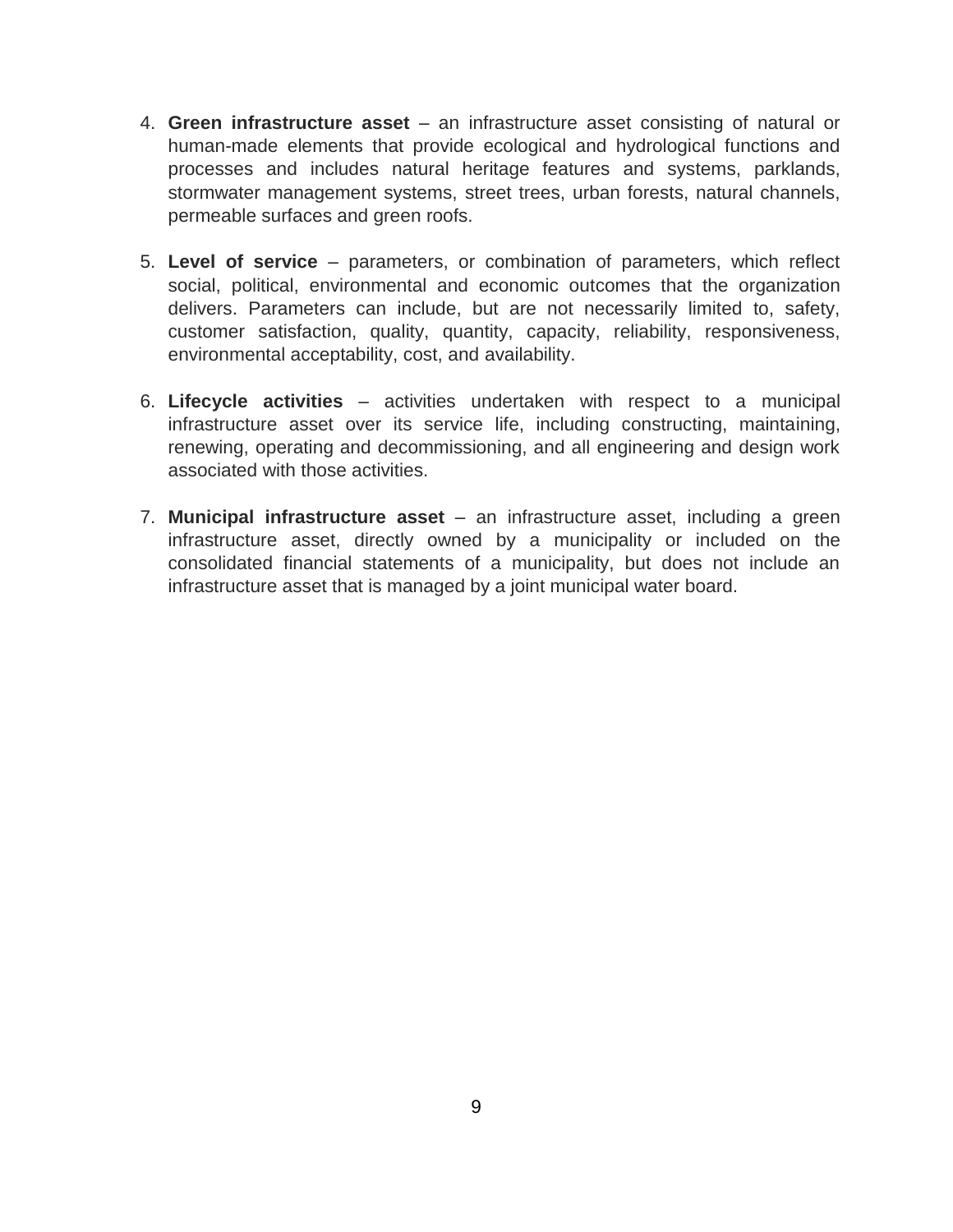4. **Green infrastructure asset** – an infrastructure asset consisting of natural or human-made elements that provide ecological and hydrological functions and processes and includes natural heritage features and systems, parklands, stormwater management systems, street trees, urban forests, natural channels, permeable surfaces and green roofs.

5. **Level of service** – parameters, or combination of parameters, which reflect social, political, environmental and economic outcomes that the organization delivers. Parameters can include, but are not necessarily limited to, safety, customer satisfaction, quality, quantity, capacity, reliability, responsiveness, environmental acceptability, cost, and availability.

6. **Lifecycle activities** – activities undertaken with respect to a municipal infrastructure asset over its service life, including constructing, maintaining, renewing, operating and decommissioning, and all engineering and design work associated with those activities.

7. **Municipal infrastructure asset** – an infrastructure asset, including a green infrastructure asset, directly owned by a municipality or included on the consolidated financial statements of a municipality, but does not include an infrastructure asset that is managed by a joint municipal water board.